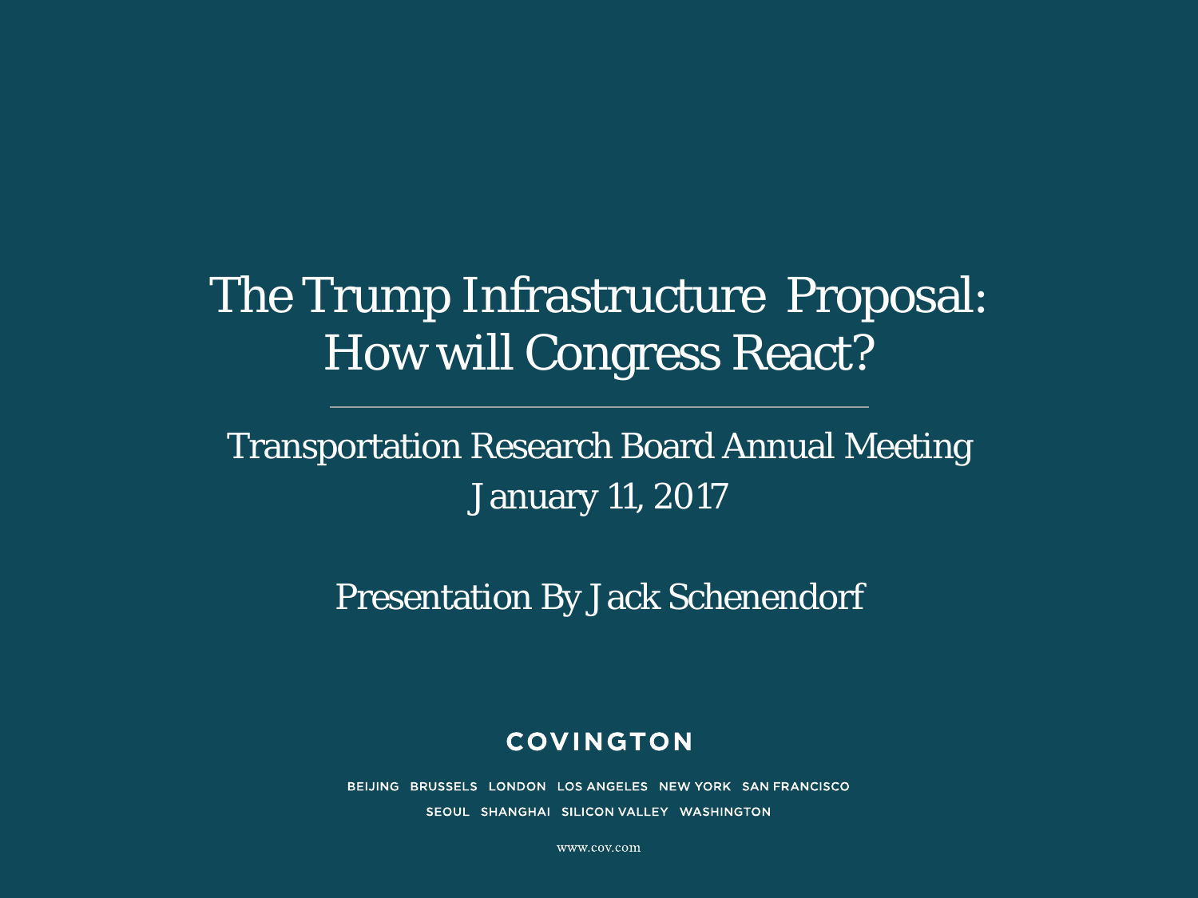# The Trump Infrastructure Proposal: How will Congress React?

Transportation Research Board Annual Meeting

January 11, 2017

Presentation By Jack Schenendorf

COVINGTON

BEIJING BRUSSELS LONDON LOS ANGELES NEW YORK SAN FRANCISCO SEOUL SHANGHAI SILICON VALLEY WASHINGTON

www.cov.com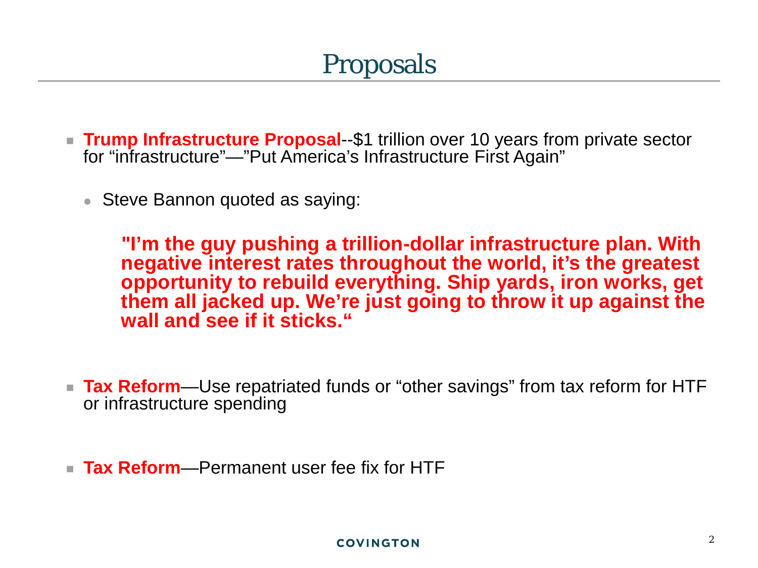# Proposals

- **Trump Infrastructure Proposal**--$1 trillion over 10 years from private sector for "infrastructure"—"Put America's Infrastructure First Again"
  - Steve Bannon quoted as saying:

    **"I'm the guy pushing a trillion-dollar infrastructure plan. With negative interest rates throughout the world, it's the greatest opportunity to rebuild everything. Ship yards, iron works, get them all jacked up. We're just going to throw it up against the wall and see if it sticks."**

- **Tax Reform**—Use repatriated funds or "other savings" from tax reform for HTF or infrastructure spending

- **Tax Reform**—Permanent user fee fix for HTF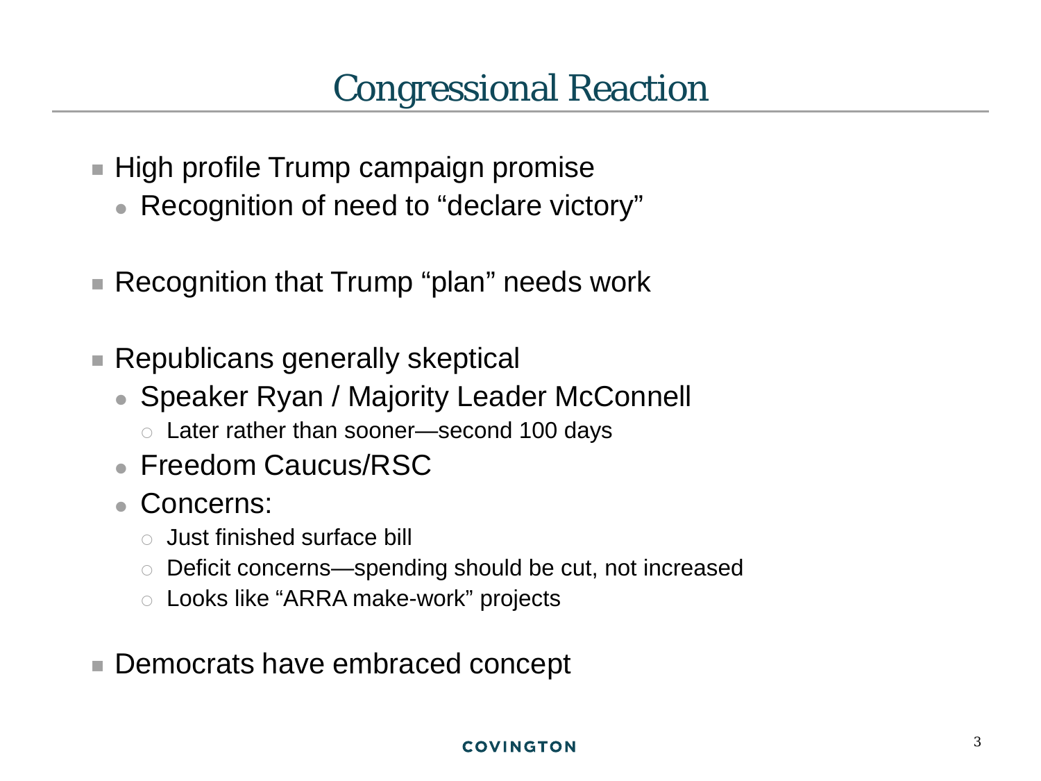# Congressional Reaction

- High profile Trump campaign promise
  - Recognition of need to “declare victory”
- Recognition that Trump “plan” needs work
- Republicans generally skeptical
  - Speaker Ryan / Majority Leader McConnell
    - Later rather than sooner—second 100 days
  - Freedom Caucus/RSC
  - Concerns:
    - Just finished surface bill
    - Deficit concerns—spending should be cut, not increased
    - Looks like “ARRA make-work” projects
- Democrats have embraced concept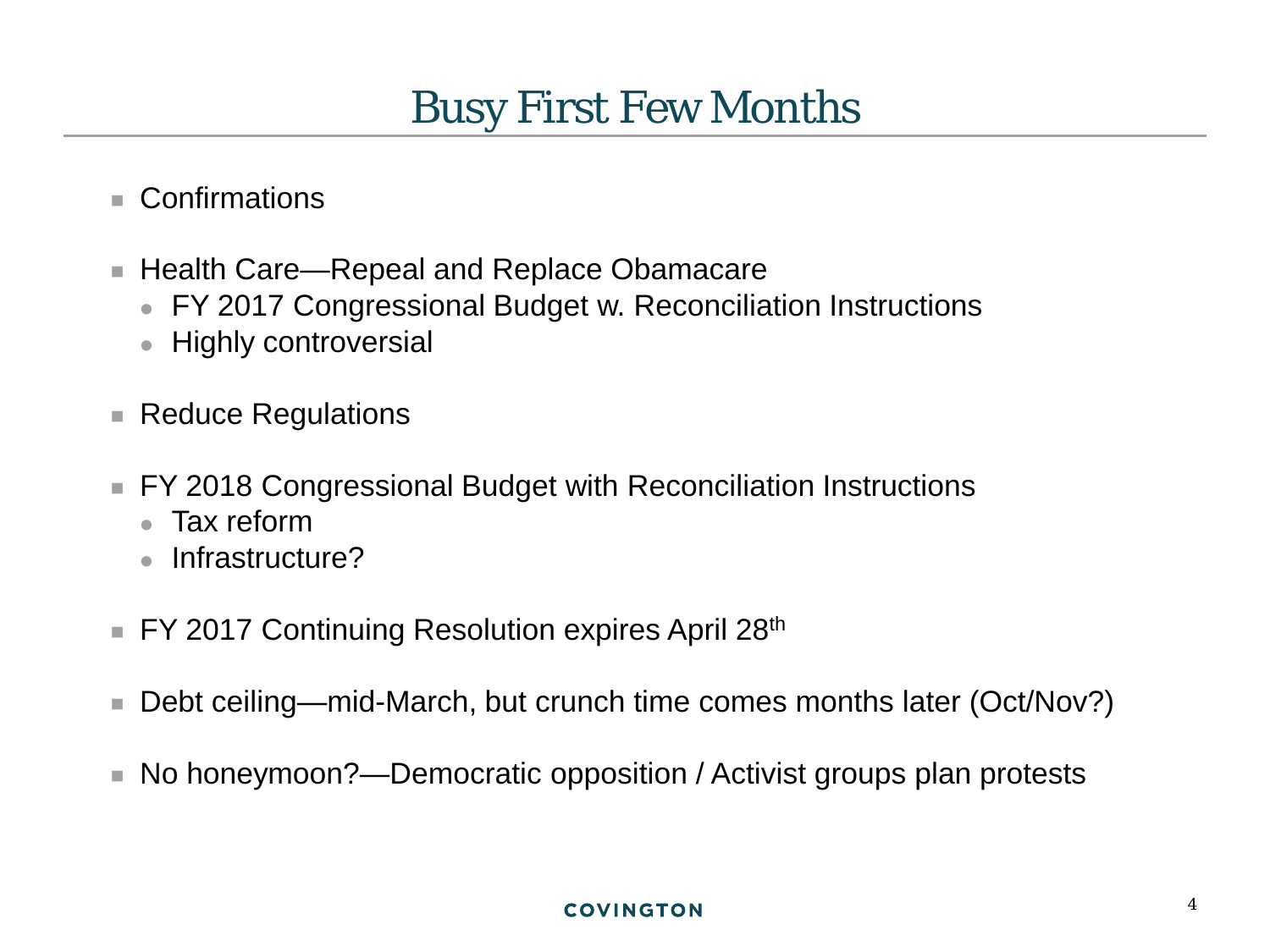# Busy First Few Months

- Confirmations
- Health Care—Repeal and Replace Obamacare
  - FY 2017 Congressional Budget w. Reconciliation Instructions
  - Highly controversial
- Reduce Regulations
- FY 2018 Congressional Budget with Reconciliation Instructions
  - Tax reform
  - Infrastructure?
- FY 2017 Continuing Resolution expires April 28th
- Debt ceiling—mid-March, but crunch time comes months later (Oct/Nov?)
- No honeymoon?—Democratic opposition / Activist groups plan protests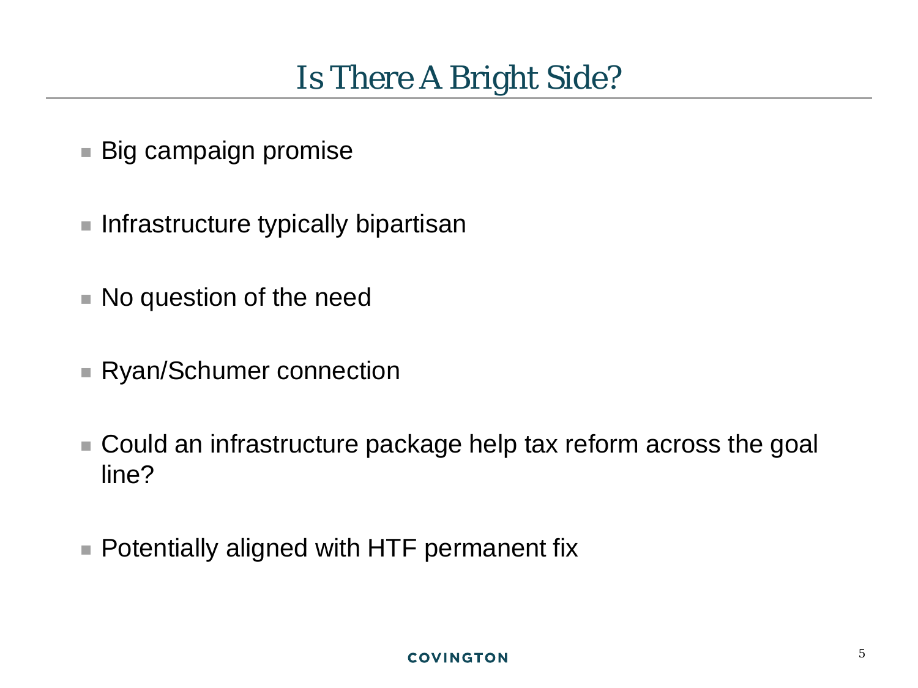# Is There A Bright Side?

- Big campaign promise
- Infrastructure typically bipartisan
- No question of the need
- Ryan/Schumer connection
- Could an infrastructure package help tax reform across the goal line?
- Potentially aligned with HTF permanent fix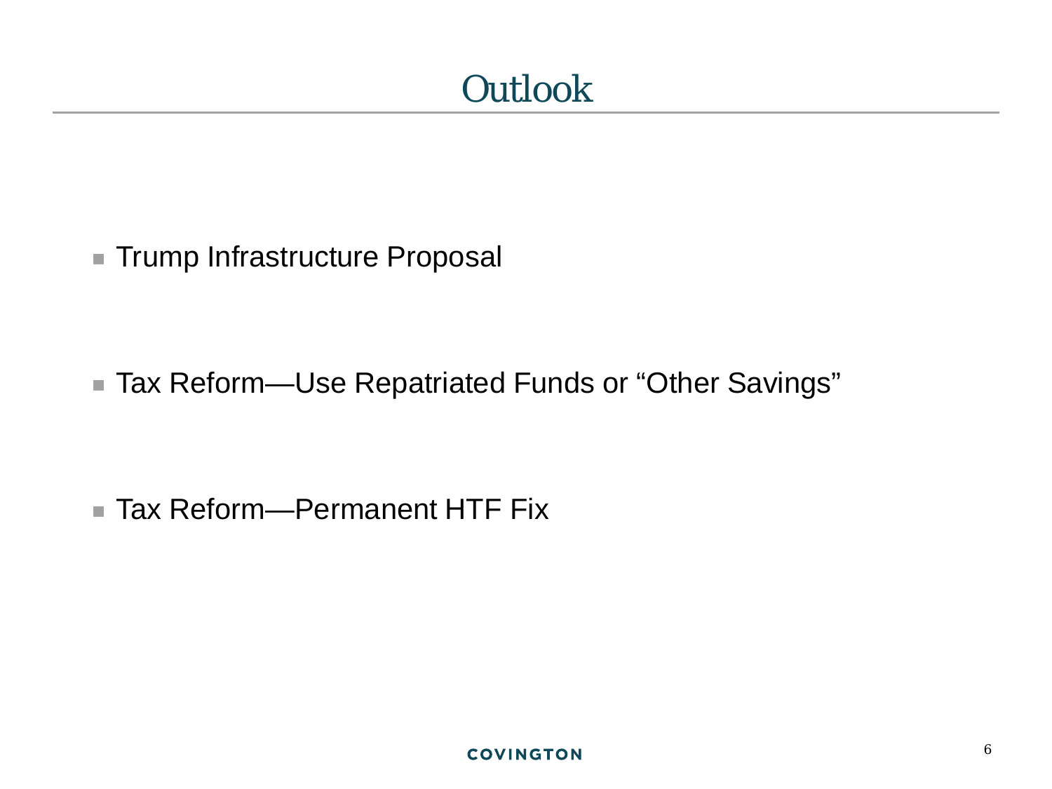# Outlook

- Trump Infrastructure Proposal

- Tax Reform—Use Repatriated Funds or “Other Savings”

- Tax Reform—Permanent HTF Fix